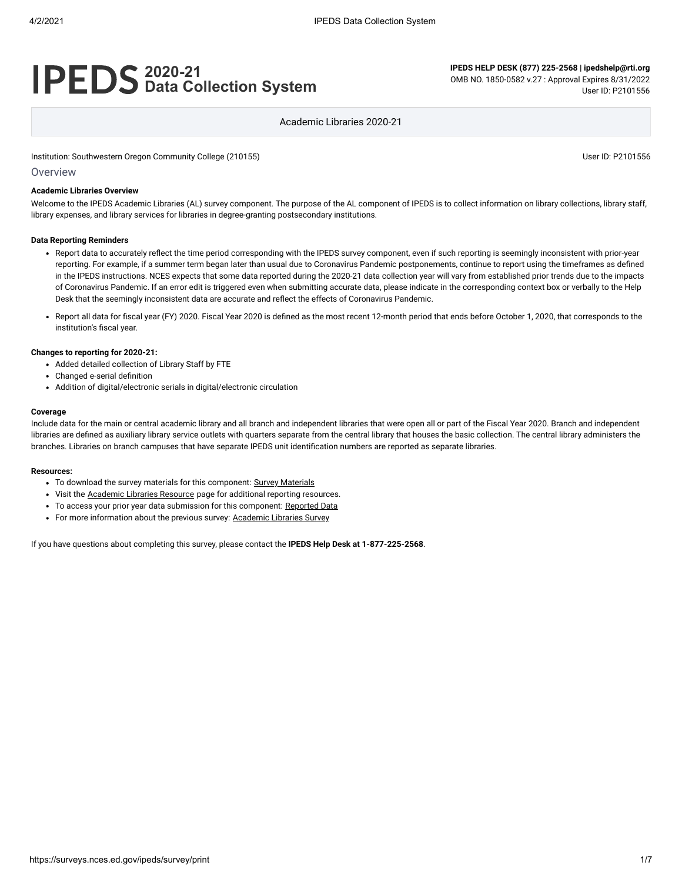# IPEDS 2020-21 Data Collection System

**IPEDS HELP DESK (877) 225-2568 | ipedshelp@rti.org**
OMB NO. 1850-0582 v.27 : Approval Expires 8/31/2022
User ID: P2101556

Academic Libraries 2020-21

Institution: Southwestern Oregon Community College (210155)

User ID: P2101556

## Overview

**Academic Libraries Overview**

Welcome to the IPEDS Academic Libraries (AL) survey component. The purpose of the AL component of IPEDS is to collect information on library collections, library staff, library expenses, and library services for libraries in degree-granting postsecondary institutions.

**Data Reporting Reminders**

- Report data to accurately reflect the time period corresponding with the IPEDS survey component, even if such reporting is seemingly inconsistent with prior-year reporting. For example, if a summer term began later than usual due to Coronavirus Pandemic postponements, continue to report using the timeframes as defined in the IPEDS instructions. NCES expects that some data reported during the 2020-21 data collection year will vary from established prior trends due to the impacts of Coronavirus Pandemic. If an error edit is triggered even when submitting accurate data, please indicate in the corresponding context box or verbally to the Help Desk that the seemingly inconsistent data are accurate and reflect the effects of Coronavirus Pandemic.
- Report all data for fiscal year (FY) 2020. Fiscal Year 2020 is defined as the most recent 12-month period that ends before October 1, 2020, that corresponds to the institution's fiscal year.

**Changes to reporting for 2020-21:**

- Added detailed collection of Library Staff by FTE
- Changed e-serial definition
- Addition of digital/electronic serials in digital/electronic circulation

**Coverage**

Include data for the main or central academic library and all branch and independent libraries that were open all or part of the Fiscal Year 2020. Branch and independent libraries are defined as auxiliary library service outlets with quarters separate from the central library that houses the basic collection. The central library administers the branches. Libraries on branch campuses that have separate IPEDS unit identification numbers are reported as separate libraries.

**Resources:**

- To download the survey materials for this component: Survey Materials
- Visit the Academic Libraries Resource page for additional reporting resources.
- To access your prior year data submission for this component: Reported Data
- For more information about the previous survey: Academic Libraries Survey

If you have questions about completing this survey, please contact the **IPEDS Help Desk at 1-877-225-2568**.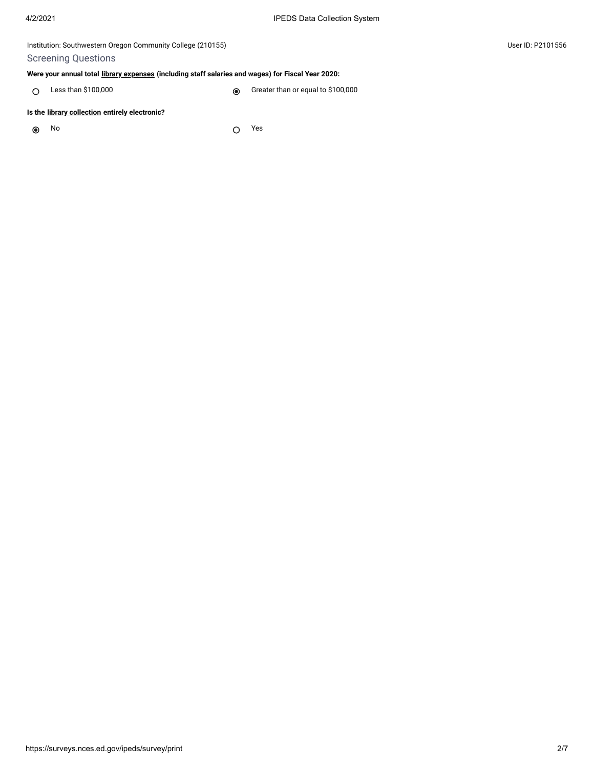Institution: Southwestern Oregon Community College (210155)

User ID: P2101556

## Screening Questions

**Were your annual total library expenses (including staff salaries and wages) for Fiscal Year 2020:**

- ○ Less than $100,000
- ◉ Greater than or equal to $100,000

**Is the library collection entirely electronic?**

- ◉ No
- ○ Yes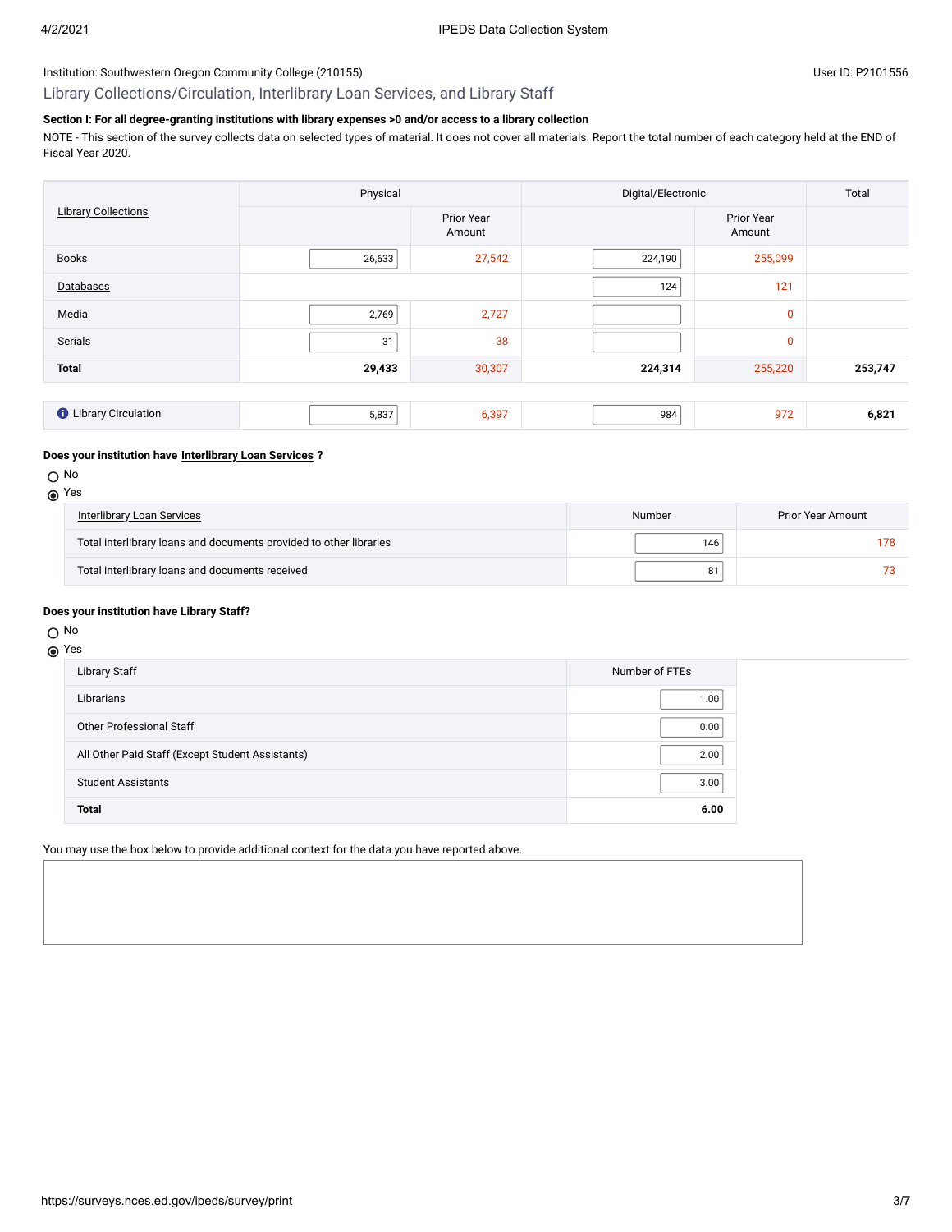Institution: Southwestern Oregon Community College (210155)

User ID: P2101556

## Library Collections/Circulation, Interlibrary Loan Services, and Library Staff

**Section I: For all degree-granting institutions with library expenses >0 and/or access to a library collection**

NOTE - This section of the survey collects data on selected types of material. It does not cover all materials. Report the total number of each category held at the END of Fiscal Year 2020.

| Library Collections | Physical | | Digital/Electronic | | Total |
|---|---|---|---|---|---|
| | | Prior Year Amount | | Prior Year Amount | |
| Books | 26,633 | 27,542 | 224,190 | 255,099 | |
| Databases | | | 124 | 121 | |
| Media | 2,769 | 2,727 | | 0 | |
| Serials | 31 | 38 | | 0 | |
| **Total** | **29,433** | 30,307 | **224,314** | 255,220 | **253,747** |
| Library Circulation | 5,837 | 6,397 | 984 | 972 | **6,821** |

**Does your institution have Interlibrary Loan Services ?**

- ○ No
- ◉ Yes

| Interlibrary Loan Services | Number | Prior Year Amount |
|---|---|---|
| Total interlibrary loans and documents provided to other libraries | 146 | 178 |
| Total interlibrary loans and documents received | 81 | 73 |

**Does your institution have Library Staff?**

- ○ No
- ◉ Yes

| Library Staff | Number of FTEs |
|---|---|
| Librarians | 1.00 |
| Other Professional Staff | 0.00 |
| All Other Paid Staff (Except Student Assistants) | 2.00 |
| Student Assistants | 3.00 |
| **Total** | **6.00** |

You may use the box below to provide additional context for the data you have reported above.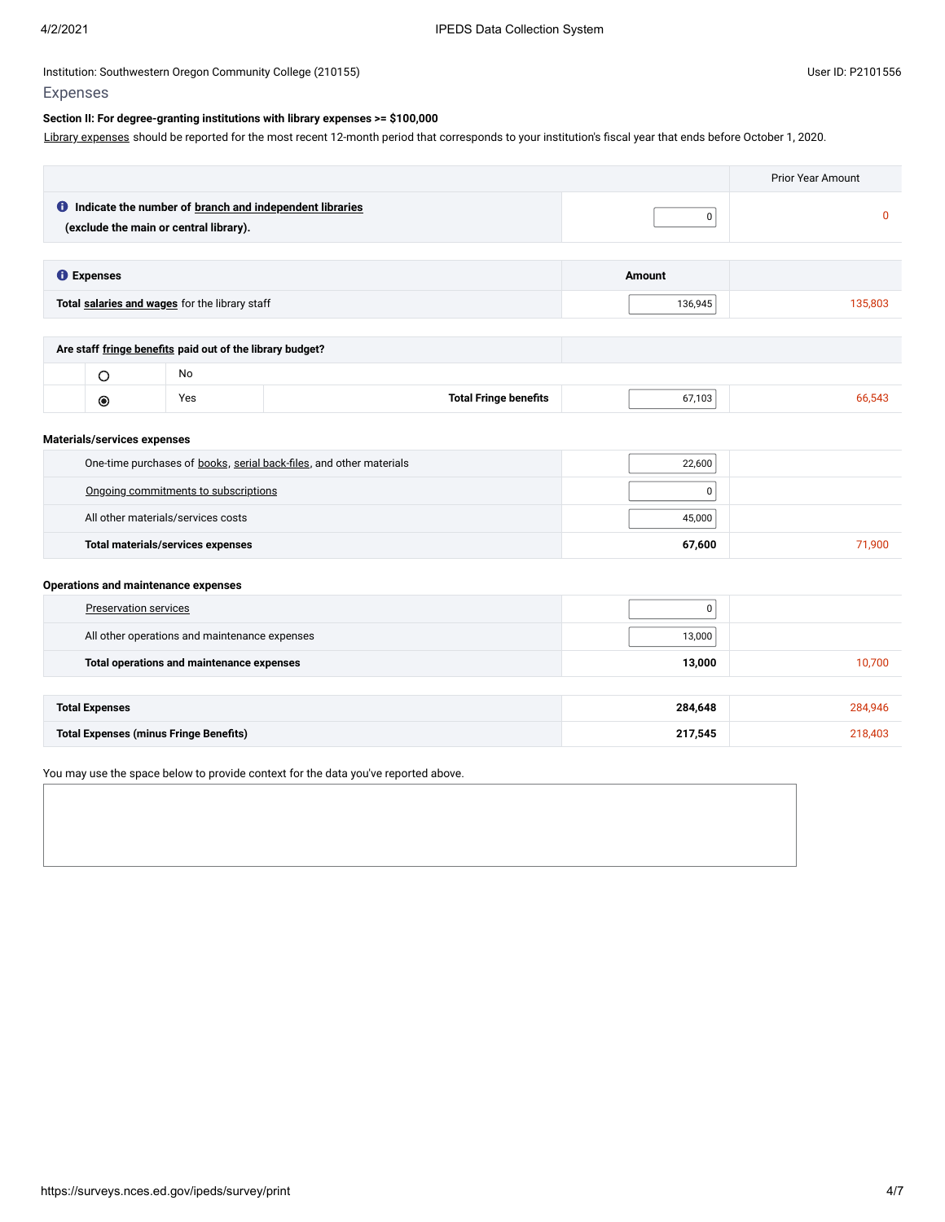Institution: Southwestern Oregon Community College (210155)

User ID: P2101556

## Expenses

**Section II: For degree-granting institutions with library expenses >= $100,000**

Library expenses should be reported for the most recent 12-month period that corresponds to your institution's fiscal year that ends before October 1, 2020.

| | | Prior Year Amount |
|---|---|---|
| **Indicate the number of branch and independent libraries (exclude the main or central library).** | 0 | 0 |

| **Expenses** | **Amount** | |
|---|---|---|
| **Total salaries and wages** for the library staff | 136,945 | 135,803 |

| **Are staff fringe benefits paid out of the library budget?** | | | | |
|---|---|---|---|---|
| ○ | No | | | |
| ◉ | Yes | **Total Fringe benefits** | 67,103 | 66,543 |

**Materials/services expenses**

| | | |
|---|---|---|
| One-time purchases of books, serial back-files, and other materials | 22,600 | |
| Ongoing commitments to subscriptions | 0 | |
| All other materials/services costs | 45,000 | |
| **Total materials/services expenses** | **67,600** | 71,900 |

**Operations and maintenance expenses**

| | | |
|---|---|---|
| Preservation services | 0 | |
| All other operations and maintenance expenses | 13,000 | |
| **Total operations and maintenance expenses** | **13,000** | 10,700 |

| | | |
|---|---|---|
| **Total Expenses** | **284,648** | 284,946 |
| **Total Expenses (minus Fringe Benefits)** | **217,545** | 218,403 |

You may use the space below to provide context for the data you've reported above.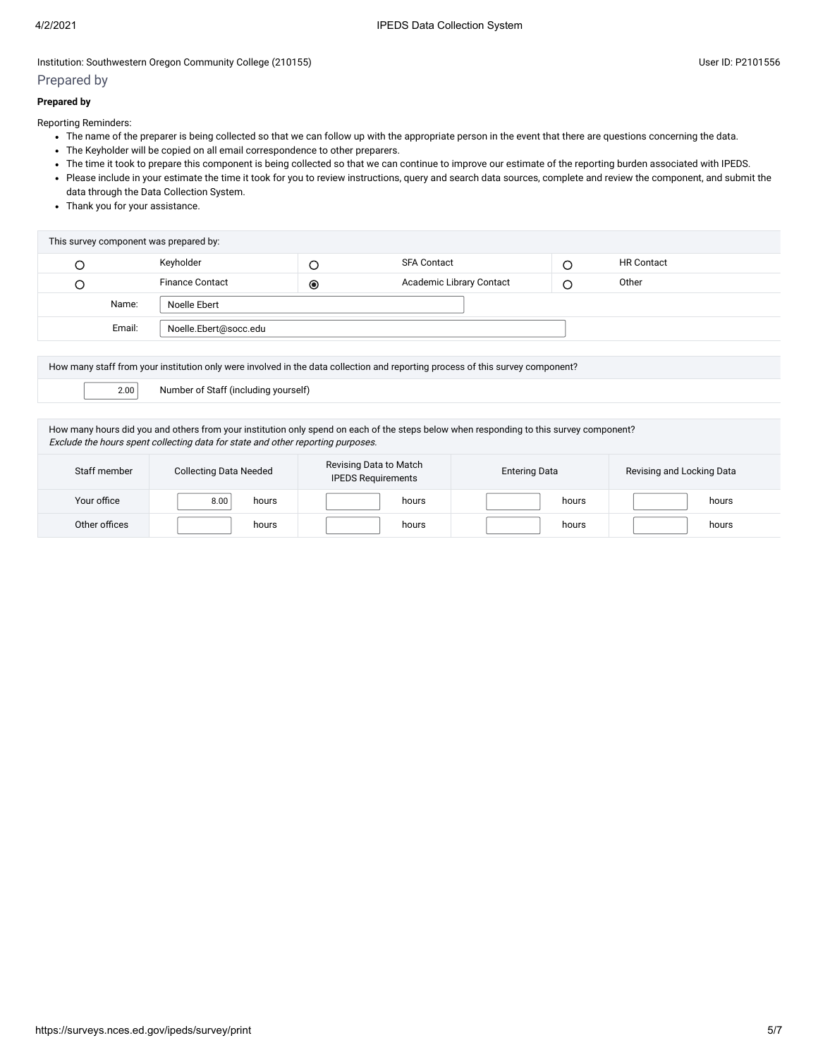Institution: Southwestern Oregon Community College (210155)

User ID: P2101556

## Prepared by

**Prepared by**

Reporting Reminders:

- The name of the preparer is being collected so that we can follow up with the appropriate person in the event that there are questions concerning the data.
- The Keyholder will be copied on all email correspondence to other preparers.
- The time it took to prepare this component is being collected so that we can continue to improve our estimate of the reporting burden associated with IPEDS.
- Please include in your estimate the time it took for you to review instructions, query and search data sources, complete and review the component, and submit the data through the Data Collection System.
- Thank you for your assistance.

| This survey component was prepared by: | | | | | |
|---|---|---|---|---|---|
| ○ | Keyholder | ○ | SFA Contact | ○ | HR Contact |
| ○ | Finance Contact | ◉ | Academic Library Contact | ○ | Other |
| Name: | Noelle Ebert | | | | |
| Email: | Noelle.Ebert@socc.edu | | | | |

| How many staff from your institution only were involved in the data collection and reporting process of this survey component? | |
|---|---|
| 2.00 | Number of Staff (including yourself) |

How many hours did you and others from your institution only spend on each of the steps below when responding to this survey component?
*Exclude the hours spent collecting data for state and other reporting purposes.*

| Staff member | Collecting Data Needed | Revising Data to Match IPEDS Requirements | Entering Data | Revising and Locking Data |
|---|---|---|---|---|
| Your office | 8.00 hours | hours | hours | hours |
| Other offices | hours | hours | hours | hours |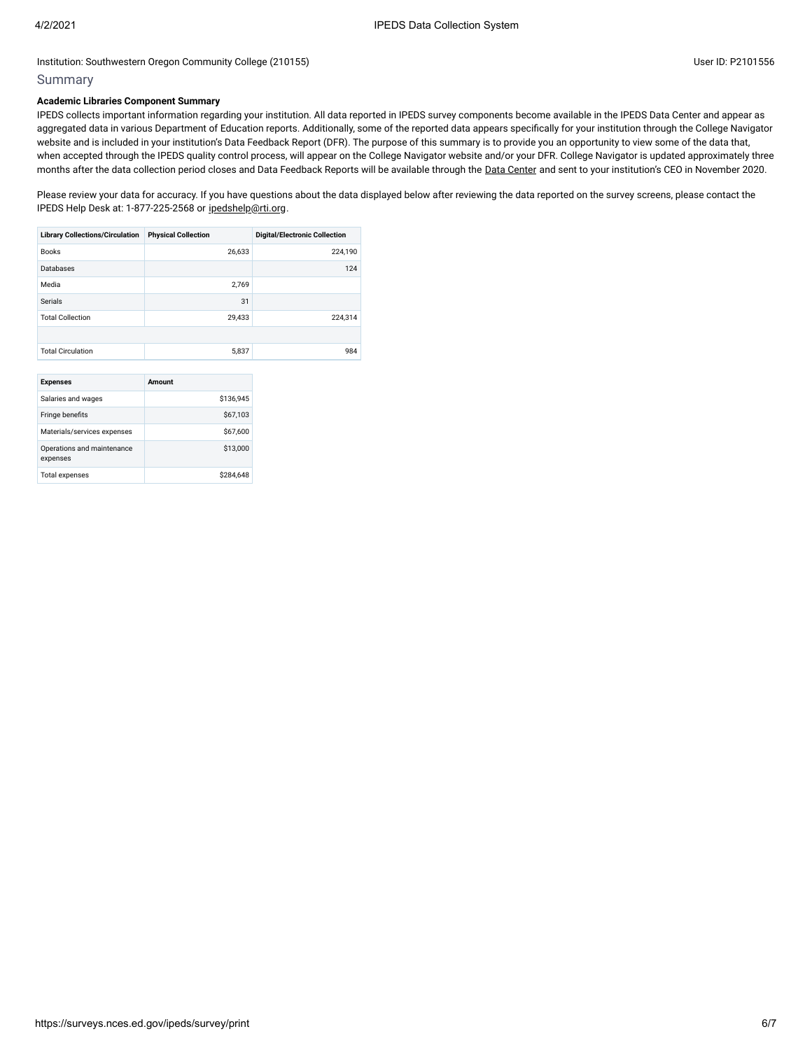Institution: Southwestern Oregon Community College (210155)

User ID: P2101556

## Summary

**Academic Libraries Component Summary**

IPEDS collects important information regarding your institution. All data reported in IPEDS survey components become available in the IPEDS Data Center and appear as aggregated data in various Department of Education reports. Additionally, some of the reported data appears specifically for your institution through the College Navigator website and is included in your institution's Data Feedback Report (DFR). The purpose of this summary is to provide you an opportunity to view some of the data that, when accepted through the IPEDS quality control process, will appear on the College Navigator website and/or your DFR. College Navigator is updated approximately three months after the data collection period closes and Data Feedback Reports will be available through the Data Center and sent to your institution's CEO in November 2020.

Please review your data for accuracy. If you have questions about the data displayed below after reviewing the data reported on the survey screens, please contact the IPEDS Help Desk at: 1-877-225-2568 or ipedshelp@rti.org.

| Library Collections/Circulation | Physical Collection | Digital/Electronic Collection |
|---|---|---|
| Books | 26,633 | 224,190 |
| Databases | | 124 |
| Media | 2,769 | |
| Serials | 31 | |
| Total Collection | 29,433 | 224,314 |
| | | |
| Total Circulation | 5,837 | 984 |

| Expenses | Amount |
|---|---|
| Salaries and wages | $136,945 |
| Fringe benefits | $67,103 |
| Materials/services expenses | $67,600 |
| Operations and maintenance expenses | $13,000 |
| Total expenses | $284,648 |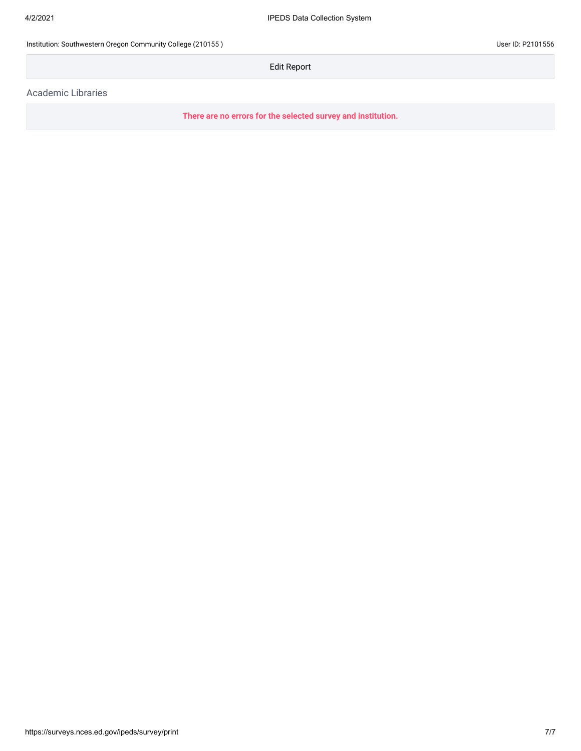Institution: Southwestern Oregon Community College (210155 )

User ID: P2101556

## Edit Report

### Academic Libraries

**There are no errors for the selected survey and institution.**